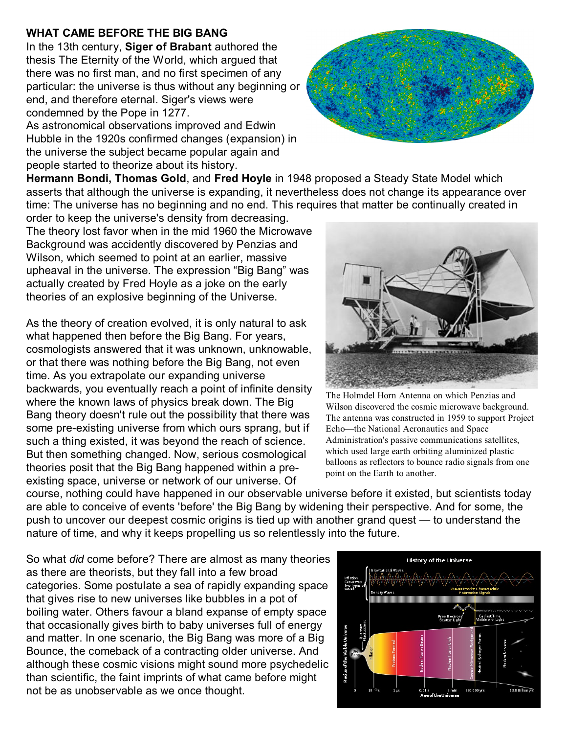**WHAT CAME BEFORE THE BIG BANG**

In the 13th century, **Siger of Brabant** authored the thesis The Eternity of the World, which argued that there was no first man, and no first specimen of any particular: the universe is thus without any beginning or end, and therefore eternal. Siger's views were condemned by the Pope in 1277.

As astronomical observations improved and Edwin Hubble in the 1920s confirmed changes (expansion) in the universe the subject became popular again and people started to theorize about its history.

**Hermann Bondi, Thomas Gold**, and **Fred Hoyle** in 1948 proposed a Steady State Model which asserts that although the universe is expanding, it nevertheless does not change its appearance over time: The universe has no beginning and no end. This requires that matter be continually created in order to keep the universe's density from decreasing.

The theory lost favor when in the mid 1960 the Microwave Background was accidently discovered by Penzias and Wilson, which seemed to point at an earlier, massive upheaval in the universe. The expression "Big Bang" was actually created by Fred Hoyle as a joke on the early theories of an explosive beginning of the Universe.

The Holmdel Horn Antenna on which Penzias and Wilson discovered the cosmic microwave background. The antenna was constructed in 1959 to support Project Echo—the National Aeronautics and Space Administration's passive communications satellites, which used large earth orbiting aluminized plastic balloons as reflectors to bounce radio signals from one point on the Earth to another.

As the theory of creation evolved, it is only natural to ask what happened then before the Big Bang. For years, cosmologists answered that it was unknown, unknowable, or that there was nothing before the Big Bang, not even time. As you extrapolate our expanding universe backwards, you eventually reach a point of infinite density where the known laws of physics break down. The Big Bang theory doesn't rule out the possibility that there was some pre-existing universe from which ours sprang, but if such a thing existed, it was beyond the reach of science. But then something changed. Now, serious cosmological theories posit that the Big Bang happened within a pre-existing space, universe or network of our universe. Of course, nothing could have happened in our observable universe before it existed, but scientists today are able to conceive of events 'before' the Big Bang by widening their perspective. And for some, the push to uncover our deepest cosmic origins is tied up with another grand quest — to understand the nature of time, and why it keeps propelling us so relentlessly into the future.

So what *did* come before? There are almost as many theories as there are theorists, but they fall into a few broad categories. Some postulate a sea of rapidly expanding space that gives rise to new universes like bubbles in a pot of boiling water. Others favour a bland expanse of empty space that occasionally gives birth to baby universes full of energy and matter. In one scenario, the Big Bang was more of a Big Bounce, the comeback of a contracting older universe. And although these cosmic visions might sound more psychedelic than scientific, the faint imprints of what came before might not be as unobservable as we once thought.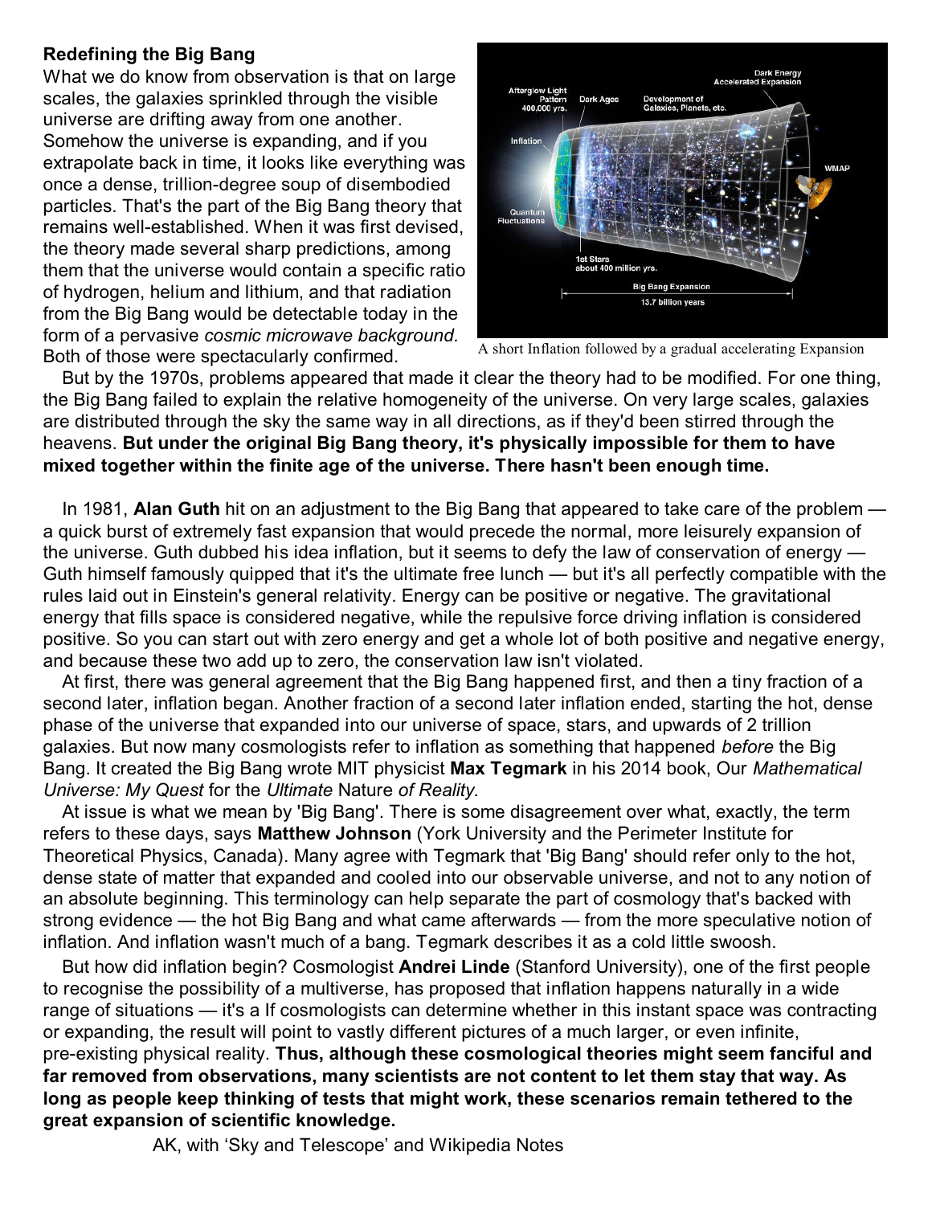**Redefining the Big Bang**

What we do know from observation is that on large scales, the galaxies sprinkled through the visible universe are drifting away from one another. Somehow the universe is expanding, and if you extrapolate back in time, it looks like everything was once a dense, trillion-degree soup of disembodied particles. That's the part of the Big Bang theory that remains well-established. When it was first devised, the theory made several sharp predictions, among them that the universe would contain a specific ratio of hydrogen, helium and lithium, and that radiation from the Big Bang would be detectable today in the form of a pervasive *cosmic microwave background.* Both of those were spectacularly confirmed.

Afterglow Light Pattern 400,000 yrs.
Dark Ages
Development of Galaxies, Planets, etc.
Dark Energy Accelerated Expansion
Inflation
WMAP
Quantum Fluctuations
1st Stars about 400 million yrs.
Big Bang Expansion
13.7 billion years

A short Inflation followed by a gradual accelerating Expansion

But by the 1970s, problems appeared that made it clear the theory had to be modified. For one thing, the Big Bang failed to explain the relative homogeneity of the universe. On very large scales, galaxies are distributed through the sky the same way in all directions, as if they'd been stirred through the heavens. **But under the original Big Bang theory, it's physically impossible for them to have mixed together within the finite age of the universe. There hasn't been enough time.**

In 1981, **Alan Guth** hit on an adjustment to the Big Bang that appeared to take care of the problem — a quick burst of extremely fast expansion that would precede the normal, more leisurely expansion of the universe. Guth dubbed his idea inflation, but it seems to defy the law of conservation of energy — Guth himself famously quipped that it's the ultimate free lunch — but it's all perfectly compatible with the rules laid out in Einstein's general relativity. Energy can be positive or negative. The gravitational energy that fills space is considered negative, while the repulsive force driving inflation is considered positive. So you can start out with zero energy and get a whole lot of both positive and negative energy, and because these two add up to zero, the conservation law isn't violated.

At first, there was general agreement that the Big Bang happened first, and then a tiny fraction of a second later, inflation began. Another fraction of a second later inflation ended, starting the hot, dense phase of the universe that expanded into our universe of space, stars, and upwards of 2 trillion galaxies. But now many cosmologists refer to inflation as something that happened *before* the Big Bang. It created the Big Bang wrote MIT physicist **Max Tegmark** in his 2014 book, Our *Mathematical Universe: My Quest* for the *Ultimate* Nature *of Reality.*

At issue is what we mean by 'Big Bang'. There is some disagreement over what, exactly, the term refers to these days, says **Matthew Johnson** (York University and the Perimeter Institute for Theoretical Physics, Canada). Many agree with Tegmark that 'Big Bang' should refer only to the hot, dense state of matter that expanded and cooled into our observable universe, and not to any notion of an absolute beginning. This terminology can help separate the part of cosmology that's backed with strong evidence — the hot Big Bang and what came afterwards — from the more speculative notion of inflation. And inflation wasn't much of a bang. Tegmark describes it as a cold little swoosh.

But how did inflation begin? Cosmologist **Andrei Linde** (Stanford University), one of the first people to recognise the possibility of a multiverse, has proposed that inflation happens naturally in a wide range of situations — it's a If cosmologists can determine whether in this instant space was contracting or expanding, the result will point to vastly different pictures of a much larger, or even infinite, pre-existing physical reality. **Thus, although these cosmological theories might seem fanciful and far removed from observations, many scientists are not content to let them stay that way. As long as people keep thinking of tests that might work, these scenarios remain tethered to the great expansion of scientific knowledge.**

AK, with 'Sky and Telescope' and Wikipedia Notes